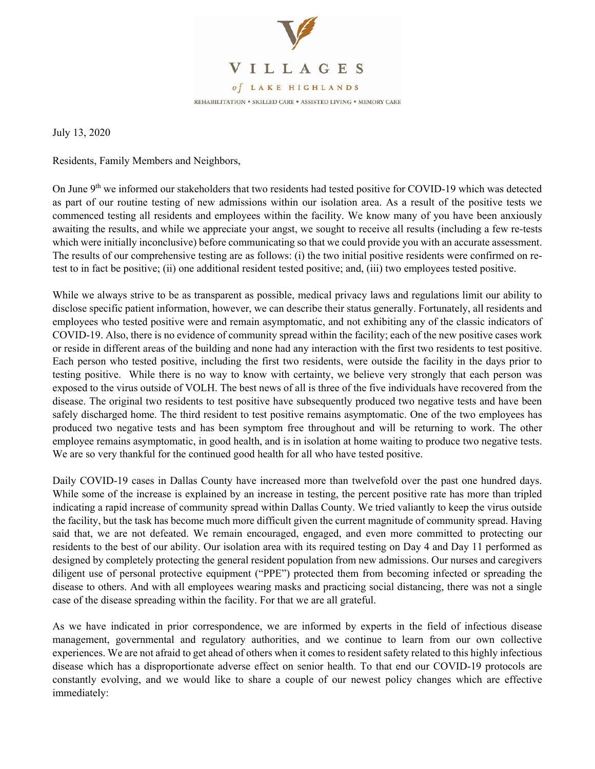# VILLAGES

*of* LAKE HIGHLANDS

REHABILITATION • SKILLED CARE • ASSISTED LIVING • MEMORY CARE

July 13, 2020

Residents, Family Members and Neighbors,

On June 9th we informed our stakeholders that two residents had tested positive for COVID-19 which was detected as part of our routine testing of new admissions within our isolation area. As a result of the positive tests we commenced testing all residents and employees within the facility. We know many of you have been anxiously awaiting the results, and while we appreciate your angst, we sought to receive all results (including a few re-tests which were initially inconclusive) before communicating so that we could provide you with an accurate assessment. The results of our comprehensive testing are as follows: (i) the two initial positive residents were confirmed on re-test to in fact be positive; (ii) one additional resident tested positive; and, (iii) two employees tested positive.

While we always strive to be as transparent as possible, medical privacy laws and regulations limit our ability to disclose specific patient information, however, we can describe their status generally. Fortunately, all residents and employees who tested positive were and remain asymptomatic, and not exhibiting any of the classic indicators of COVID-19. Also, there is no evidence of community spread within the facility; each of the new positive cases work or reside in different areas of the building and none had any interaction with the first two residents to test positive. Each person who tested positive, including the first two residents, were outside the facility in the days prior to testing positive. While there is no way to know with certainty, we believe very strongly that each person was exposed to the virus outside of VOLH. The best news of all is three of the five individuals have recovered from the disease. The original two residents to test positive have subsequently produced two negative tests and have been safely discharged home. The third resident to test positive remains asymptomatic. One of the two employees has produced two negative tests and has been symptom free throughout and will be returning to work. The other employee remains asymptomatic, in good health, and is in isolation at home waiting to produce two negative tests. We are so very thankful for the continued good health for all who have tested positive.

Daily COVID-19 cases in Dallas County have increased more than twelvefold over the past one hundred days. While some of the increase is explained by an increase in testing, the percent positive rate has more than tripled indicating a rapid increase of community spread within Dallas County. We tried valiantly to keep the virus outside the facility, but the task has become much more difficult given the current magnitude of community spread. Having said that, we are not defeated. We remain encouraged, engaged, and even more committed to protecting our residents to the best of our ability. Our isolation area with its required testing on Day 4 and Day 11 performed as designed by completely protecting the general resident population from new admissions. Our nurses and caregivers diligent use of personal protective equipment ("PPE") protected them from becoming infected or spreading the disease to others. And with all employees wearing masks and practicing social distancing, there was not a single case of the disease spreading within the facility. For that we are all grateful.

As we have indicated in prior correspondence, we are informed by experts in the field of infectious disease management, governmental and regulatory authorities, and we continue to learn from our own collective experiences. We are not afraid to get ahead of others when it comes to resident safety related to this highly infectious disease which has a disproportionate adverse effect on senior health. To that end our COVID-19 protocols are constantly evolving, and we would like to share a couple of our newest policy changes which are effective immediately: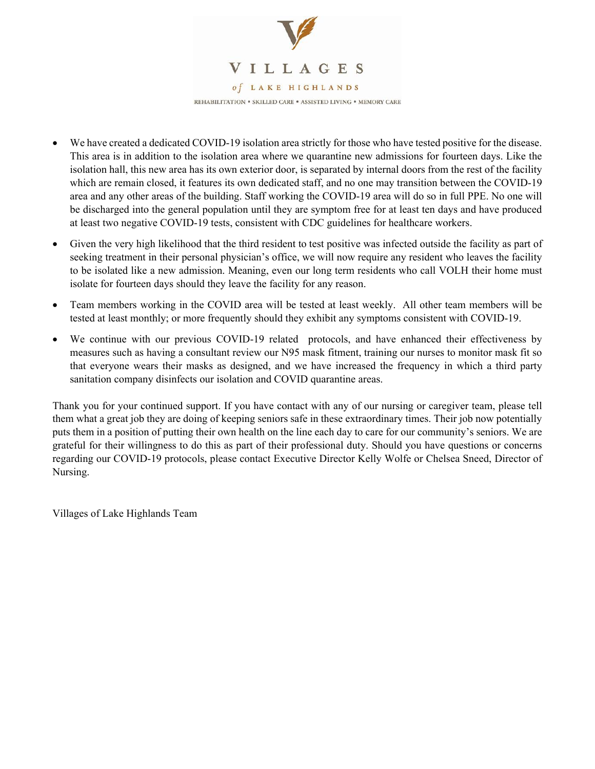- We have created a dedicated COVID-19 isolation area strictly for those who have tested positive for the disease. This area is in addition to the isolation area where we quarantine new admissions for fourteen days. Like the isolation hall, this new area has its own exterior door, is separated by internal doors from the rest of the facility which are remain closed, it features its own dedicated staff, and no one may transition between the COVID-19 area and any other areas of the building. Staff working the COVID-19 area will do so in full PPE. No one will be discharged into the general population until they are symptom free for at least ten days and have produced at least two negative COVID-19 tests, consistent with CDC guidelines for healthcare workers.
- Given the very high likelihood that the third resident to test positive was infected outside the facility as part of seeking treatment in their personal physician's office, we will now require any resident who leaves the facility to be isolated like a new admission. Meaning, even our long term residents who call VOLH their home must isolate for fourteen days should they leave the facility for any reason.
- Team members working in the COVID area will be tested at least weekly. All other team members will be tested at least monthly; or more frequently should they exhibit any symptoms consistent with COVID-19.
- We continue with our previous COVID-19 related protocols, and have enhanced their effectiveness by measures such as having a consultant review our N95 mask fitment, training our nurses to monitor mask fit so that everyone wears their masks as designed, and we have increased the frequency in which a third party sanitation company disinfects our isolation and COVID quarantine areas.

Thank you for your continued support. If you have contact with any of our nursing or caregiver team, please tell them what a great job they are doing of keeping seniors safe in these extraordinary times. Their job now potentially puts them in a position of putting their own health on the line each day to care for our community's seniors. We are grateful for their willingness to do this as part of their professional duty. Should you have questions or concerns regarding our COVID-19 protocols, please contact Executive Director Kelly Wolfe or Chelsea Sneed, Director of Nursing.

Villages of Lake Highlands Team